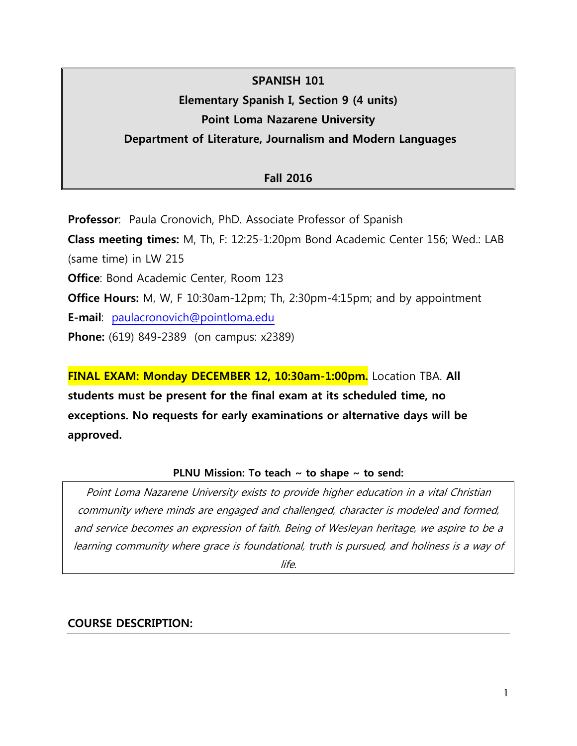# SPANISH 101

## Elementary Spanish I, Section 9 (4 units)

## Point Loma Nazarene University

## Department of Literature, Journalism and Modern Languages

## Fall 2016

**Professor**: Paula Cronovich, PhD. Associate Professor of Spanish

**Class meeting times:** M, Th, F: 12:25-1:20pm Bond Academic Center 156; Wed.: LAB (same time) in LW 215

**Office**: Bond Academic Center, Room 123

**Office Hours:** M, W, F 10:30am-12pm; Th, 2:30pm-4:15pm; and by appointment

**E-mail**: paulacronovich@pointloma.edu

**Phone:** (619) 849-2389 (on campus: x2389)

**FINAL EXAM: Monday DECEMBER 12, 10:30am-1:00pm.** Location TBA. **All students must be present for the final exam at its scheduled time, no exceptions. No requests for early examinations or alternative days will be approved.**

**PLNU Mission: To teach ~ to shape ~ to send:**

*Point Loma Nazarene University exists to provide higher education in a vital Christian community where minds are engaged and challenged, character is modeled and formed, and service becomes an expression of faith. Being of Wesleyan heritage, we aspire to be a learning community where grace is foundational, truth is pursued, and holiness is a way of life.*

## COURSE DESCRIPTION: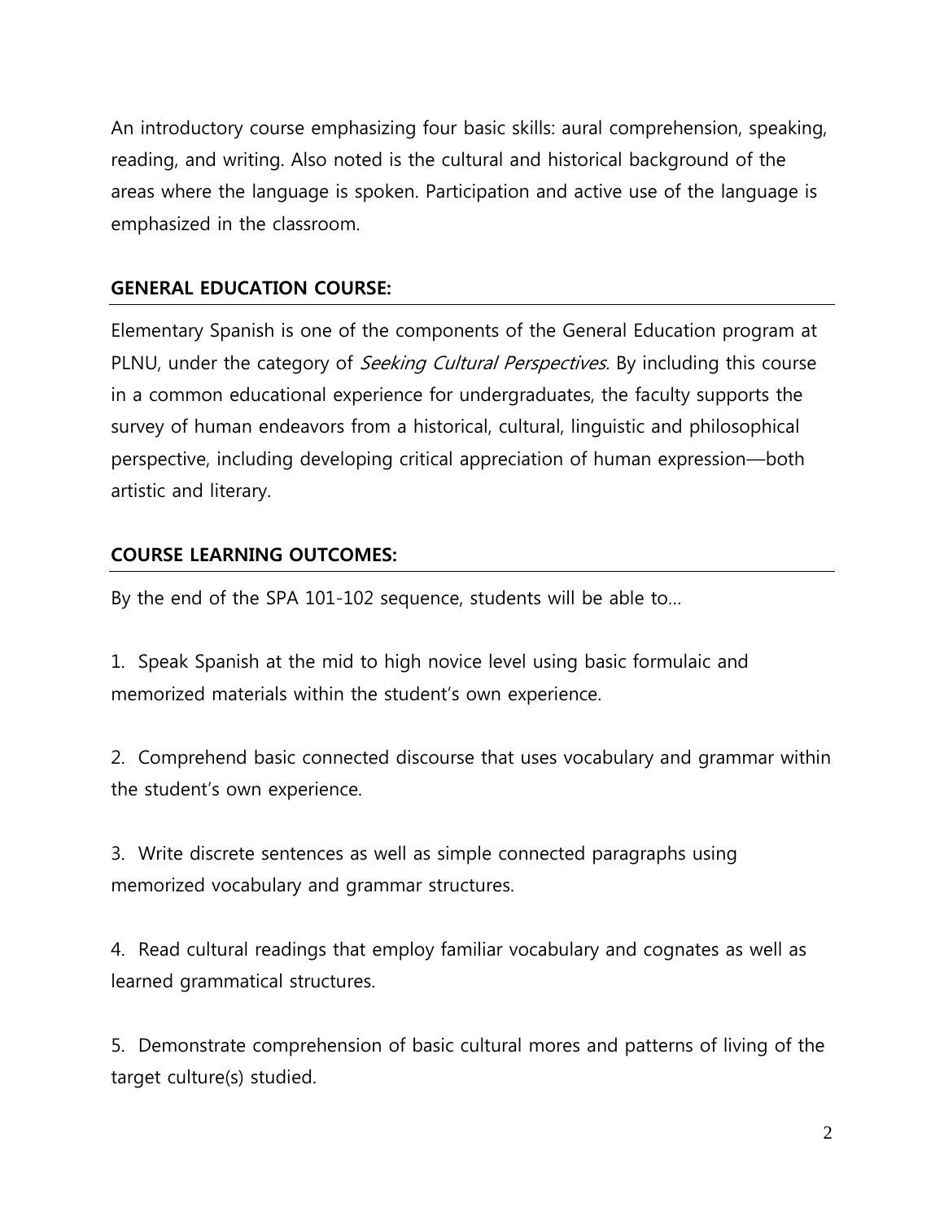An introductory course emphasizing four basic skills: aural comprehension, speaking, reading, and writing. Also noted is the cultural and historical background of the areas where the language is spoken. Participation and active use of the language is emphasized in the classroom.

## GENERAL EDUCATION COURSE:

Elementary Spanish is one of the components of the General Education program at PLNU, under the category of *Seeking Cultural Perspectives.* By including this course in a common educational experience for undergraduates, the faculty supports the survey of human endeavors from a historical, cultural, linguistic and philosophical perspective, including developing critical appreciation of human expression—both artistic and literary.

## COURSE LEARNING OUTCOMES:

By the end of the SPA 101-102 sequence, students will be able to…

1. Speak Spanish at the mid to high novice level using basic formulaic and memorized materials within the student's own experience.

2. Comprehend basic connected discourse that uses vocabulary and grammar within the student's own experience.

3. Write discrete sentences as well as simple connected paragraphs using memorized vocabulary and grammar structures.

4. Read cultural readings that employ familiar vocabulary and cognates as well as learned grammatical structures.

5. Demonstrate comprehension of basic cultural mores and patterns of living of the target culture(s) studied.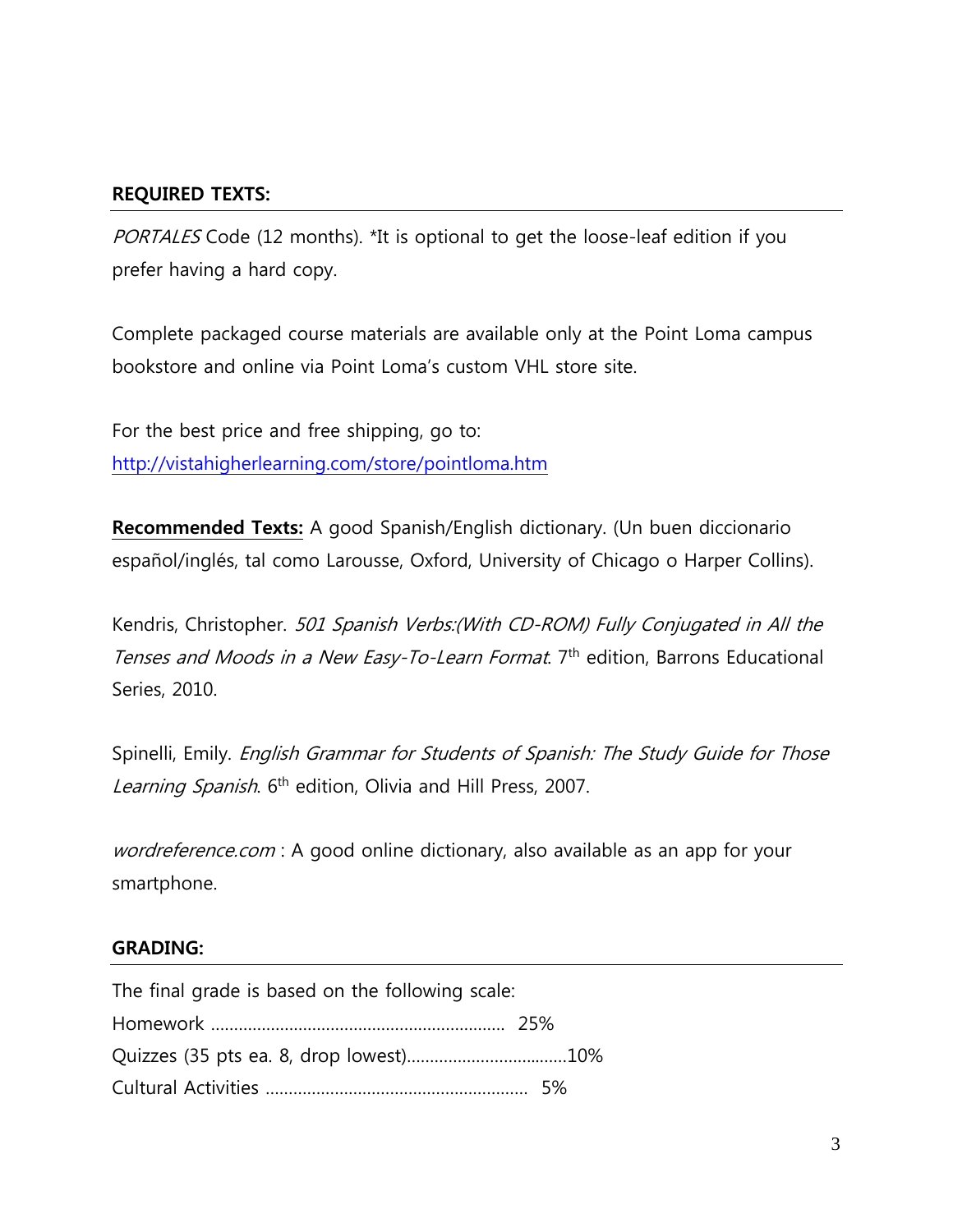**REQUIRED TEXTS:**

*PORTALES* Code (12 months). *It is optional to get the loose-leaf edition if you prefer having a hard copy.

Complete packaged course materials are available only at the Point Loma campus bookstore and online via Point Loma's custom VHL store site.

For the best price and free shipping, go to: http://vistahigherlearning.com/store/pointloma.htm

**Recommended Texts:** A good Spanish/English dictionary. (Un buen diccionario español/inglés, tal como Larousse, Oxford, University of Chicago o Harper Collins).

Kendris, Christopher. *501 Spanish Verbs:(With CD-ROM) Fully Conjugated in All the Tenses and Moods in a New Easy-To-Learn Format*. 7th edition, Barrons Educational Series, 2010.

Spinelli, Emily. *English Grammar for Students of Spanish: The Study Guide for Those Learning Spanish*. 6th edition, Olivia and Hill Press, 2007.

*wordreference.com* : A good online dictionary, also available as an app for your smartphone.

**GRADING:**

The final grade is based on the following scale:

Homework ................................................................ 25%
Quizzes (35 pts ea. 8, drop lowest)...................................10%
Cultural Activities ......................................................... 5%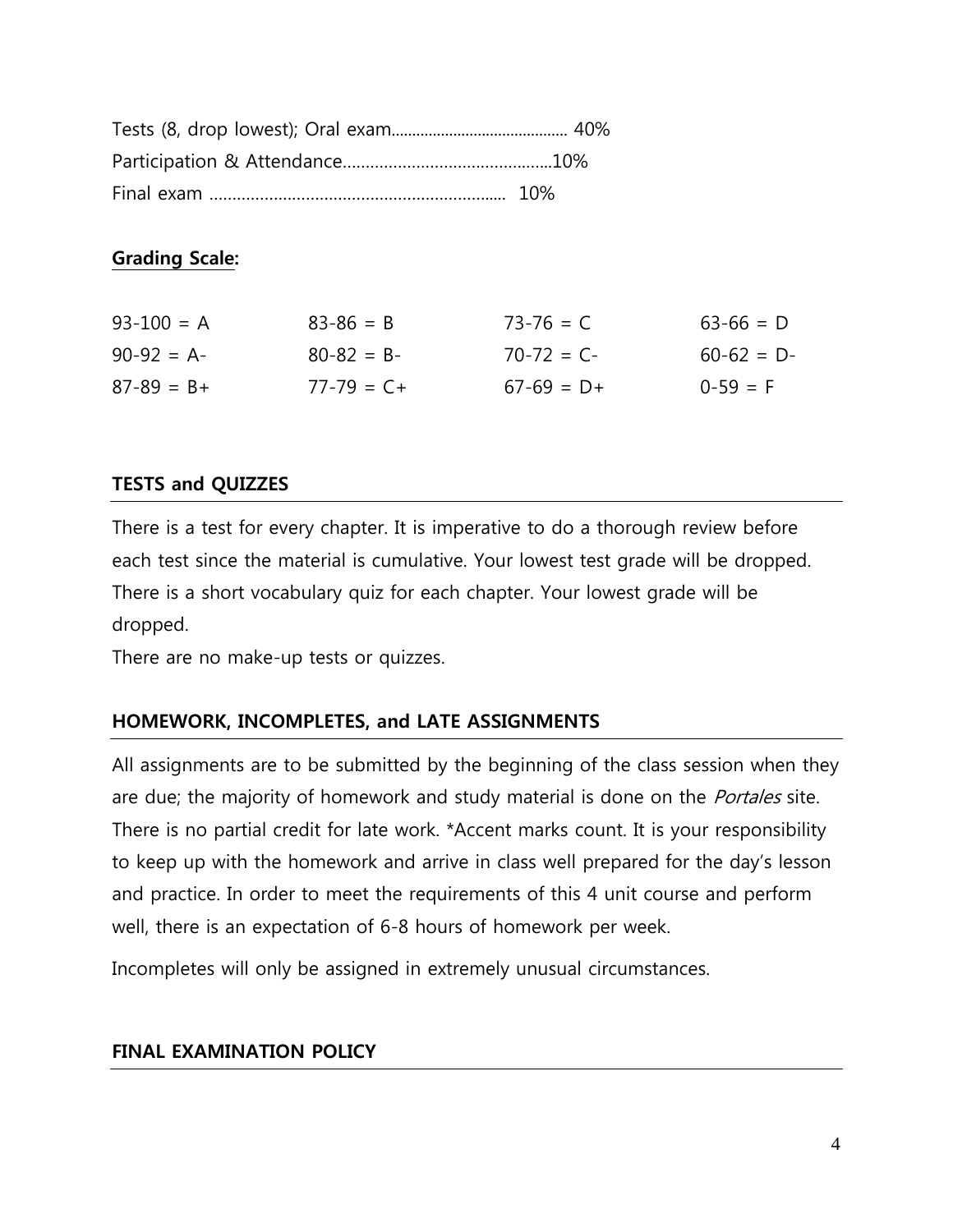Tests (8, drop lowest); Oral exam.......................................... 40%
Participation & Attendance..............................................10%
Final exam ................................................................. 10%

**Grading Scale:**

| | | | |
|---|---|---|---|
| 93-100 = A | 83-86 = B | 73-76 = C | 63-66 = D |
| 90-92 = A- | 80-82 = B- | 70-72 = C- | 60-62 = D- |
| 87-89 = B+ | 77-79 = C+ | 67-69 = D+ | 0-59 = F |

**TESTS and QUIZZES**

There is a test for every chapter. It is imperative to do a thorough review before each test since the material is cumulative. Your lowest test grade will be dropped. There is a short vocabulary quiz for each chapter. Your lowest grade will be dropped.
There are no make-up tests or quizzes.

**HOMEWORK, INCOMPLETES, and LATE ASSIGNMENTS**

All assignments are to be submitted by the beginning of the class session when they are due; the majority of homework and study material is done on the *Portales* site. There is no partial credit for late work. *Accent marks count. It is your responsibility to keep up with the homework and arrive in class well prepared for the day's lesson and practice. In order to meet the requirements of this 4 unit course and perform well, there is an expectation of 6-8 hours of homework per week.

Incompletes will only be assigned in extremely unusual circumstances.

**FINAL EXAMINATION POLICY**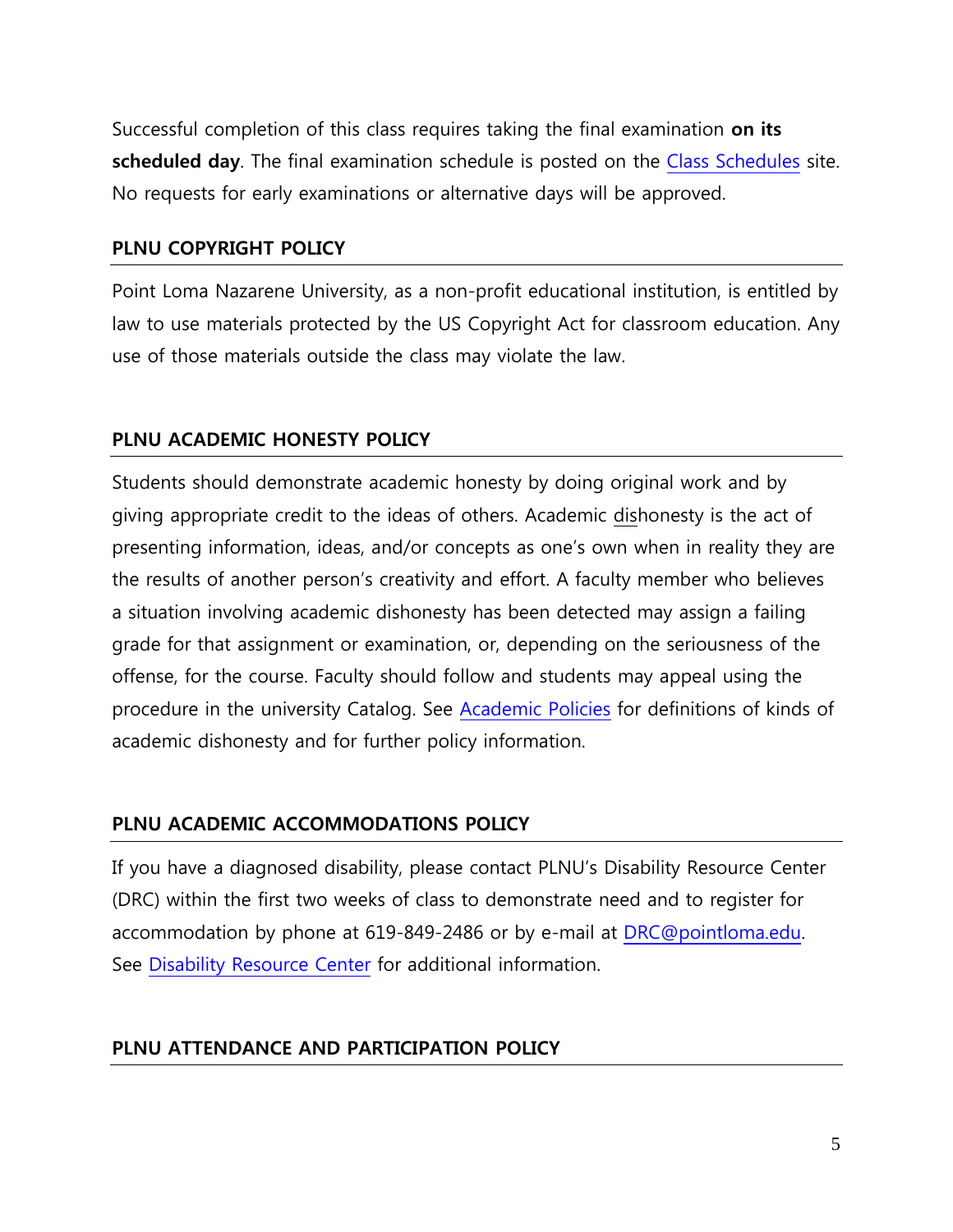Successful completion of this class requires taking the final examination **on its scheduled day**. The final examination schedule is posted on the Class Schedules site. No requests for early examinations or alternative days will be approved.

## PLNU COPYRIGHT POLICY

Point Loma Nazarene University, as a non-profit educational institution, is entitled by law to use materials protected by the US Copyright Act for classroom education. Any use of those materials outside the class may violate the law.

## PLNU ACADEMIC HONESTY POLICY

Students should demonstrate academic honesty by doing original work and by giving appropriate credit to the ideas of others. Academic dishonesty is the act of presenting information, ideas, and/or concepts as one's own when in reality they are the results of another person's creativity and effort. A faculty member who believes a situation involving academic dishonesty has been detected may assign a failing grade for that assignment or examination, or, depending on the seriousness of the offense, for the course. Faculty should follow and students may appeal using the procedure in the university Catalog. See Academic Policies for definitions of kinds of academic dishonesty and for further policy information.

## PLNU ACADEMIC ACCOMMODATIONS POLICY

If you have a diagnosed disability, please contact PLNU's Disability Resource Center (DRC) within the first two weeks of class to demonstrate need and to register for accommodation by phone at 619-849-2486 or by e-mail at DRC@pointloma.edu. See Disability Resource Center for additional information.

## PLNU ATTENDANCE AND PARTICIPATION POLICY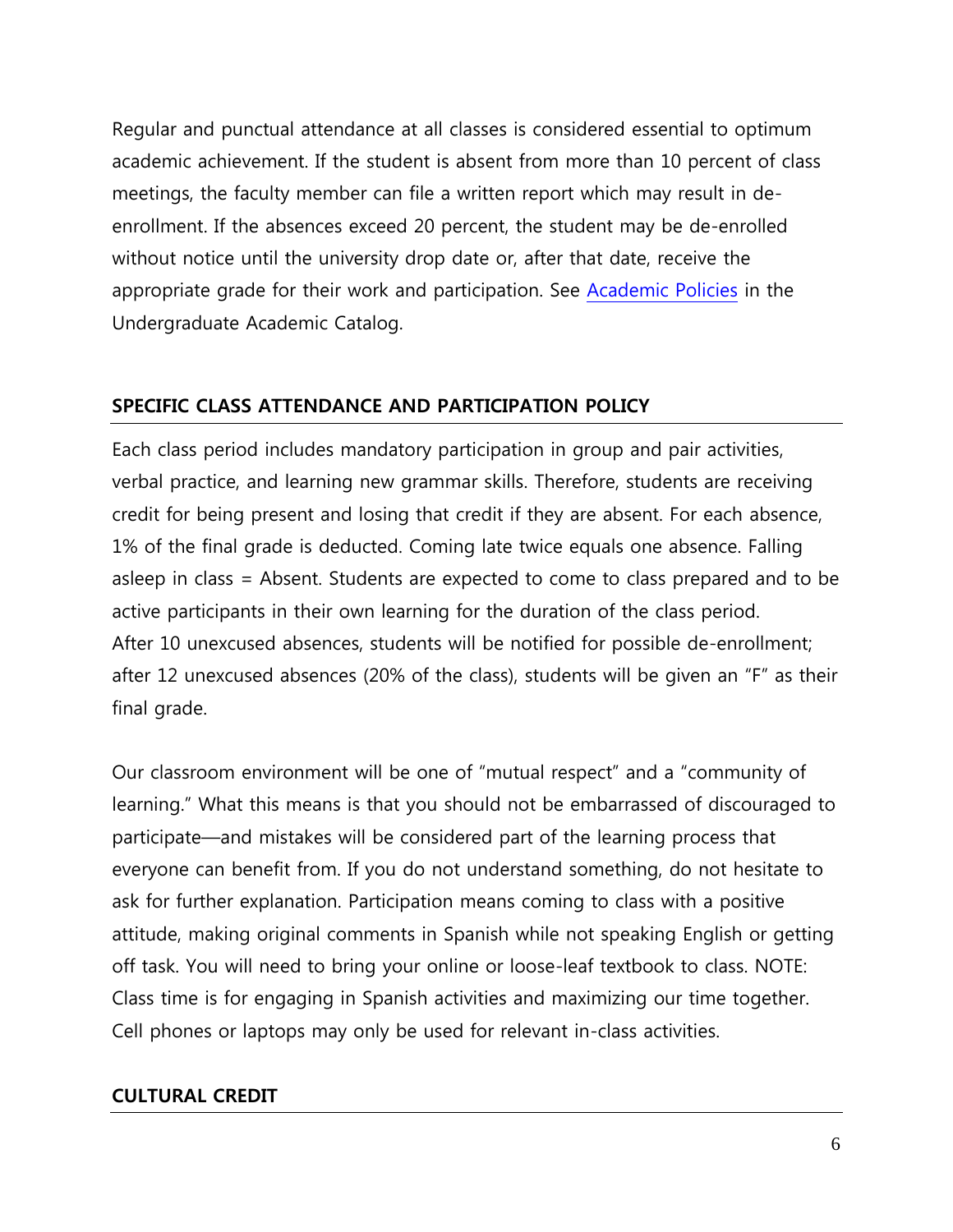Regular and punctual attendance at all classes is considered essential to optimum academic achievement. If the student is absent from more than 10 percent of class meetings, the faculty member can file a written report which may result in de-enrollment. If the absences exceed 20 percent, the student may be de-enrolled without notice until the university drop date or, after that date, receive the appropriate grade for their work and participation. See [Academic Policies](#) in the Undergraduate Academic Catalog.

## SPECIFIC CLASS ATTENDANCE AND PARTICIPATION POLICY

Each class period includes mandatory participation in group and pair activities, verbal practice, and learning new grammar skills. Therefore, students are receiving credit for being present and losing that credit if they are absent. For each absence, 1% of the final grade is deducted. Coming late twice equals one absence. Falling asleep in class = Absent. Students are expected to come to class prepared and to be active participants in their own learning for the duration of the class period. After 10 unexcused absences, students will be notified for possible de-enrollment; after 12 unexcused absences (20% of the class), students will be given an "F" as their final grade.

Our classroom environment will be one of "mutual respect" and a "community of learning." What this means is that you should not be embarrassed of discouraged to participate—and mistakes will be considered part of the learning process that everyone can benefit from. If you do not understand something, do not hesitate to ask for further explanation. Participation means coming to class with a positive attitude, making original comments in Spanish while not speaking English or getting off task. You will need to bring your online or loose-leaf textbook to class. NOTE: Class time is for engaging in Spanish activities and maximizing our time together. Cell phones or laptops may only be used for relevant in-class activities.

## CULTURAL CREDIT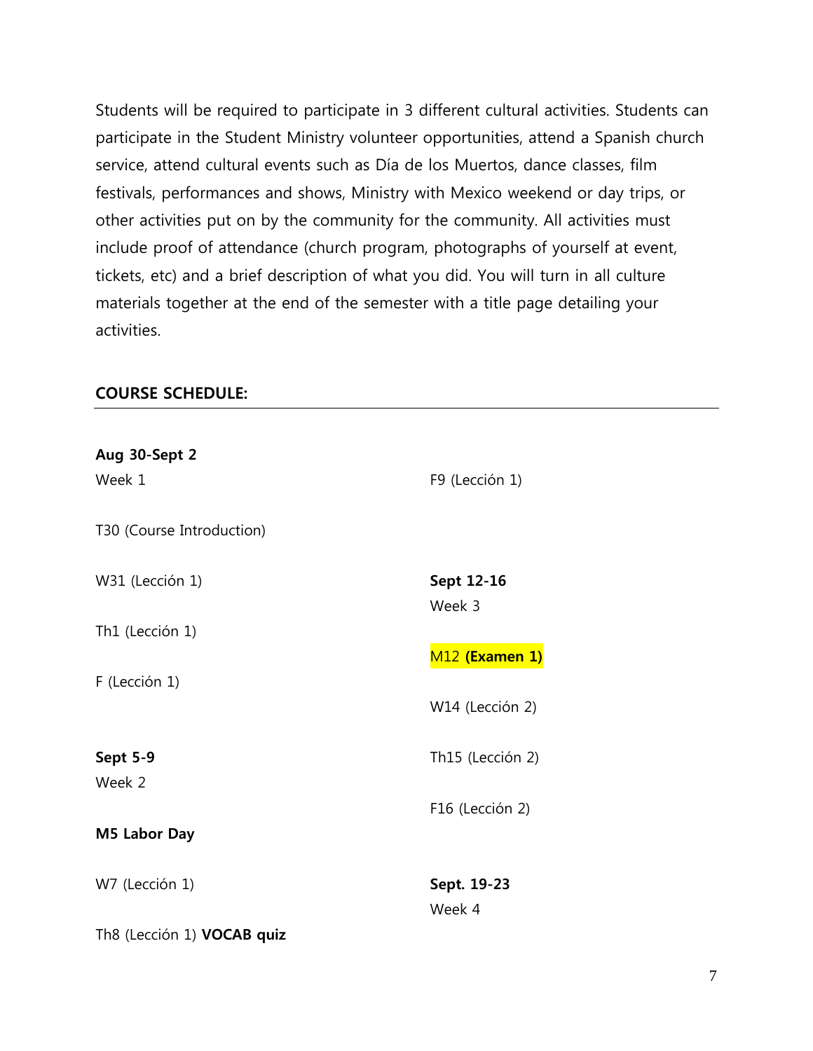Students will be required to participate in 3 different cultural activities. Students can participate in the Student Ministry volunteer opportunities, attend a Spanish church service, attend cultural events such as Día de los Muertos, dance classes, film festivals, performances and shows, Ministry with Mexico weekend or day trips, or other activities put on by the community for the community. All activities must include proof of attendance (church program, photographs of yourself at event, tickets, etc) and a brief description of what you did. You will turn in all culture materials together at the end of the semester with a title page detailing your activities.

## COURSE SCHEDULE:

**Aug 30-Sept 2**
Week 1

T30 (Course Introduction)

W31 (Lección 1)

Th1 (Lección 1)

F (Lección 1)

**Sept 5-9**
Week 2

**M5 Labor Day**

W7 (Lección 1)

Th8 (Lección 1) **VOCAB quiz**

F9 (Lección 1)

**Sept 12-16**
Week 3

M12 **(Examen 1)**

W14 (Lección 2)

Th15 (Lección 2)

F16 (Lección 2)

**Sept. 19-23**
Week 4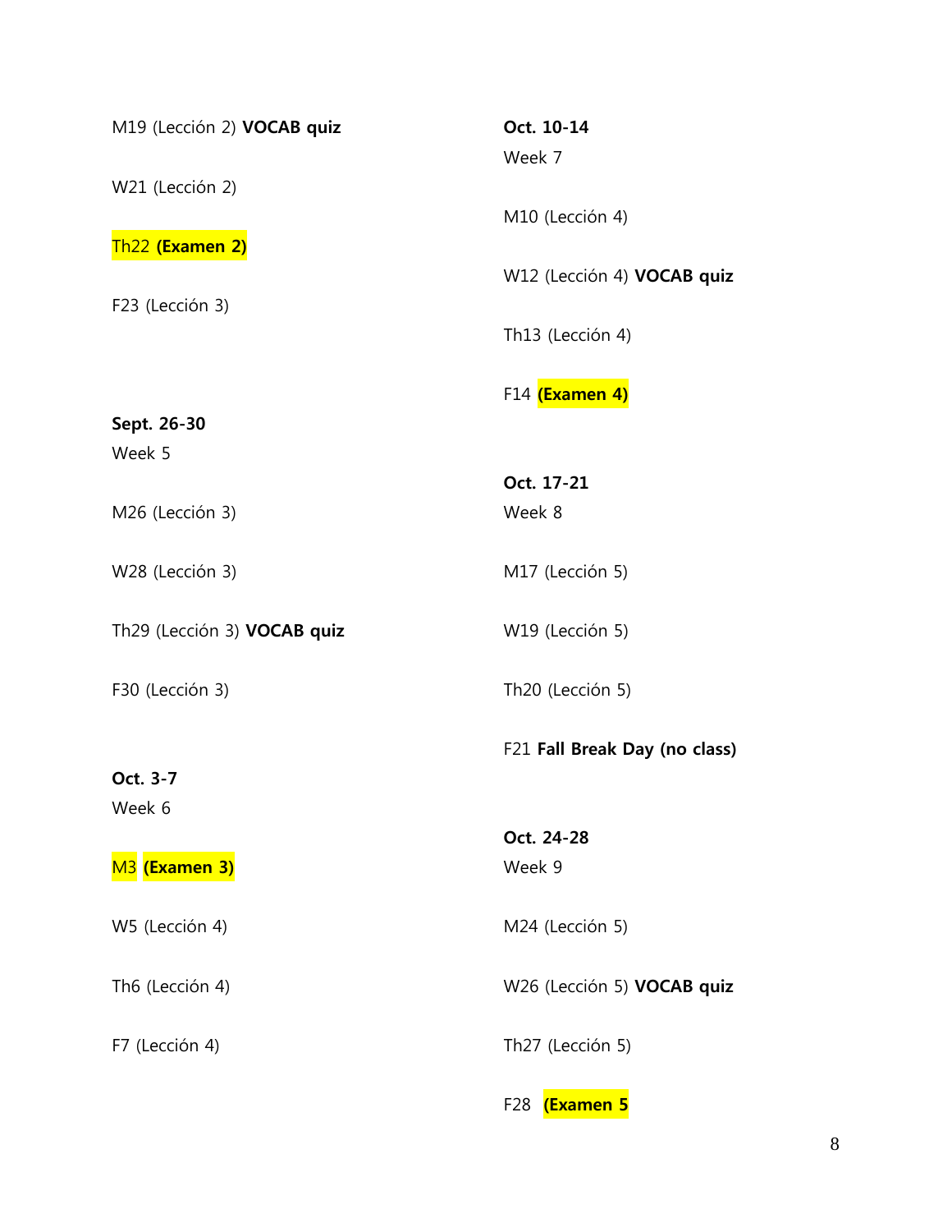M19 (Lección 2) **VOCAB quiz**

W21 (Lección 2)

Th22 **(Examen 2)**

F23 (Lección 3)

**Sept. 26-30**
Week 5

M26 (Lección 3)

W28 (Lección 3)

Th29 (Lección 3) **VOCAB quiz**

F30 (Lección 3)

**Oct. 3-7**
Week 6

M3 **(Examen 3)**

W5 (Lección 4)

Th6 (Lección 4)

F7 (Lección 4)

**Oct. 10-14**
Week 7

M10 (Lección 4)

W12 (Lección 4) **VOCAB quiz**

Th13 (Lección 4)

F14 **(Examen 4)**

**Oct. 17-21**
Week 8

M17 (Lección 5)

W19 (Lección 5)

Th20 (Lección 5)

F21 **Fall Break Day (no class)**

**Oct. 24-28**
Week 9

M24 (Lección 5)

W26 (Lección 5) **VOCAB quiz**

Th27 (Lección 5)

F28 **(Examen 5**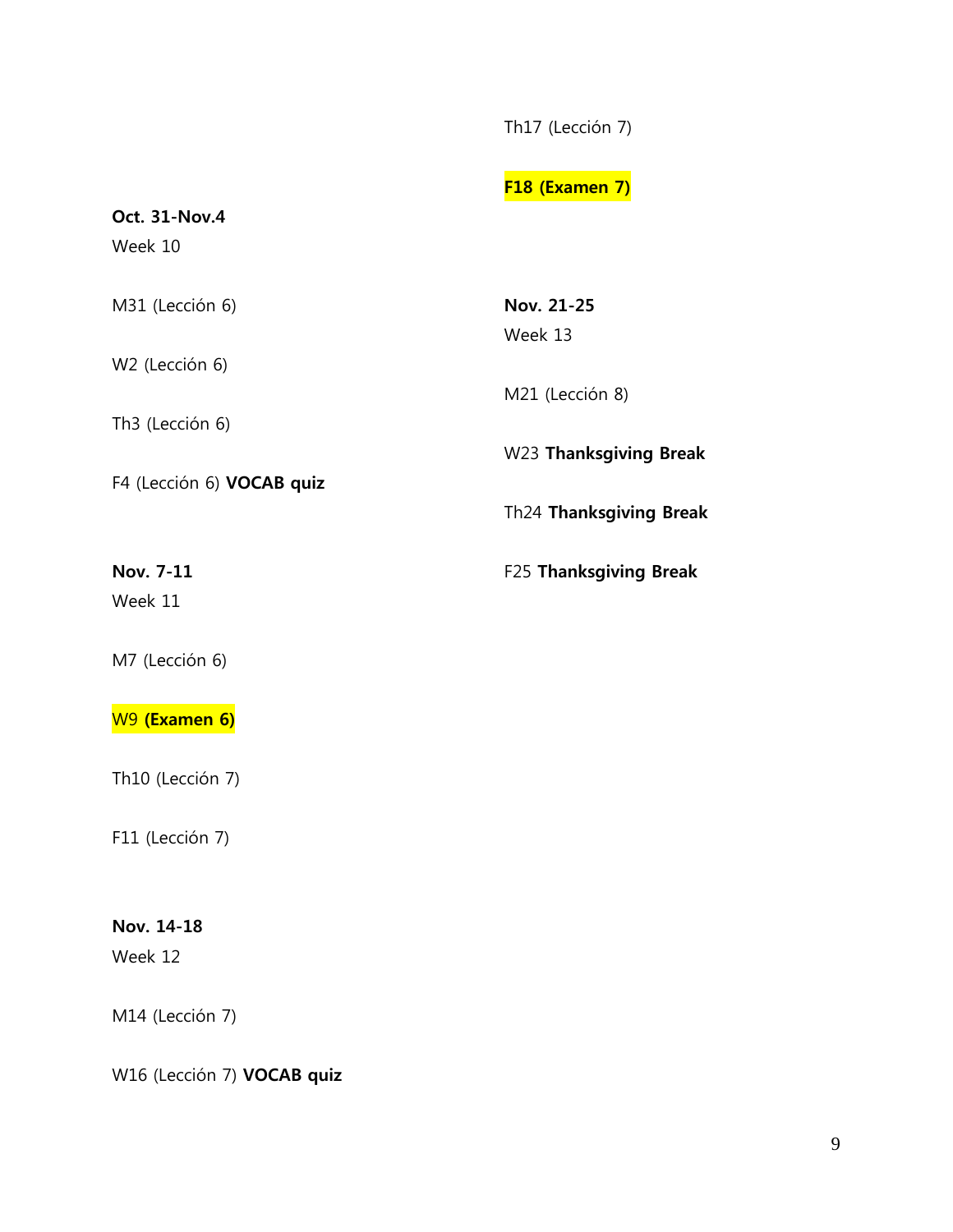Th17 (Lección 7)

**F18 (Examen 7)**

**Oct. 31-Nov.4**
Week 10

M31 (Lección 6)

W2 (Lección 6)

Th3 (Lección 6)

F4 (Lección 6) **VOCAB quiz**

**Nov. 7-11**
Week 11

M7 (Lección 6)

W9 **(Examen 6)**

Th10 (Lección 7)

F11 (Lección 7)

**Nov. 14-18**
Week 12

M14 (Lección 7)

W16 (Lección 7) **VOCAB quiz**

**Nov. 21-25**
Week 13

M21 (Lección 8)

W23 **Thanksgiving Break**

Th24 **Thanksgiving Break**

F25 **Thanksgiving Break**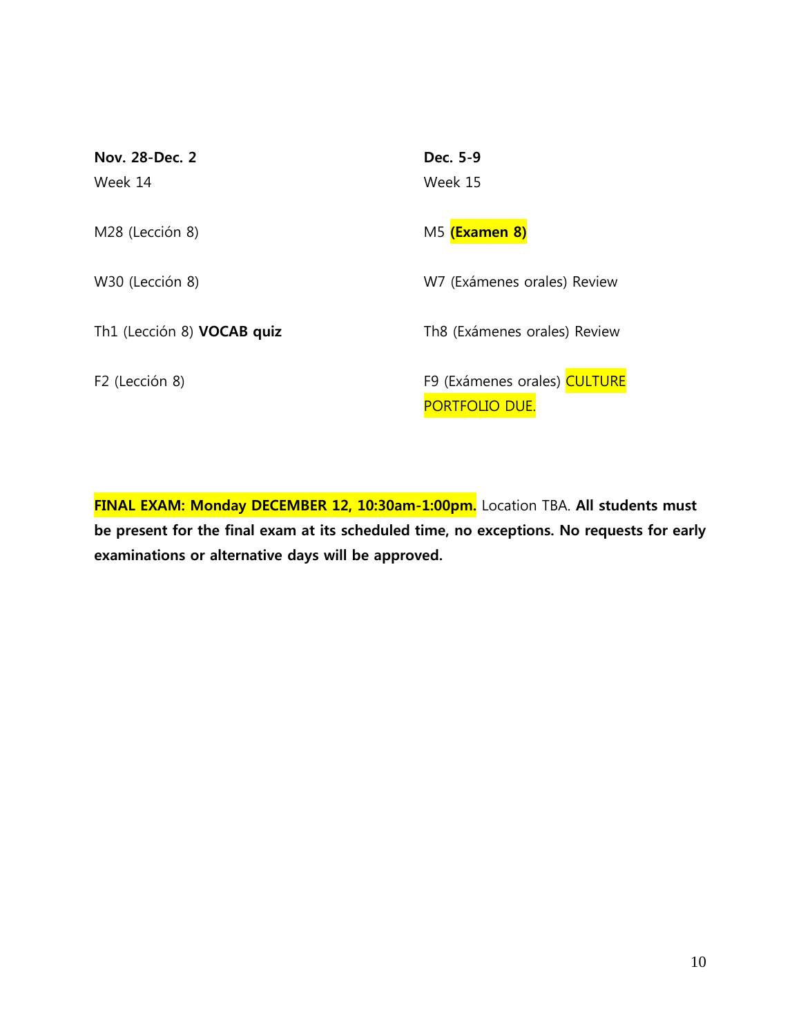**Nov. 28-Dec. 2**
Week 14

M28 (Lección 8)

W30 (Lección 8)

Th1 (Lección 8) **VOCAB quiz**

F2 (Lección 8)

**Dec. 5-9**
Week 15

M5 **(Examen 8)**

W7 (Exámenes orales) Review

Th8 (Exámenes orales) Review

F9 (Exámenes orales) CULTURE PORTFOLIO DUE.

**FINAL EXAM: Monday DECEMBER 12, 10:30am-1:00pm.** Location TBA. **All students must be present for the final exam at its scheduled time, no exceptions. No requests for early examinations or alternative days will be approved.**